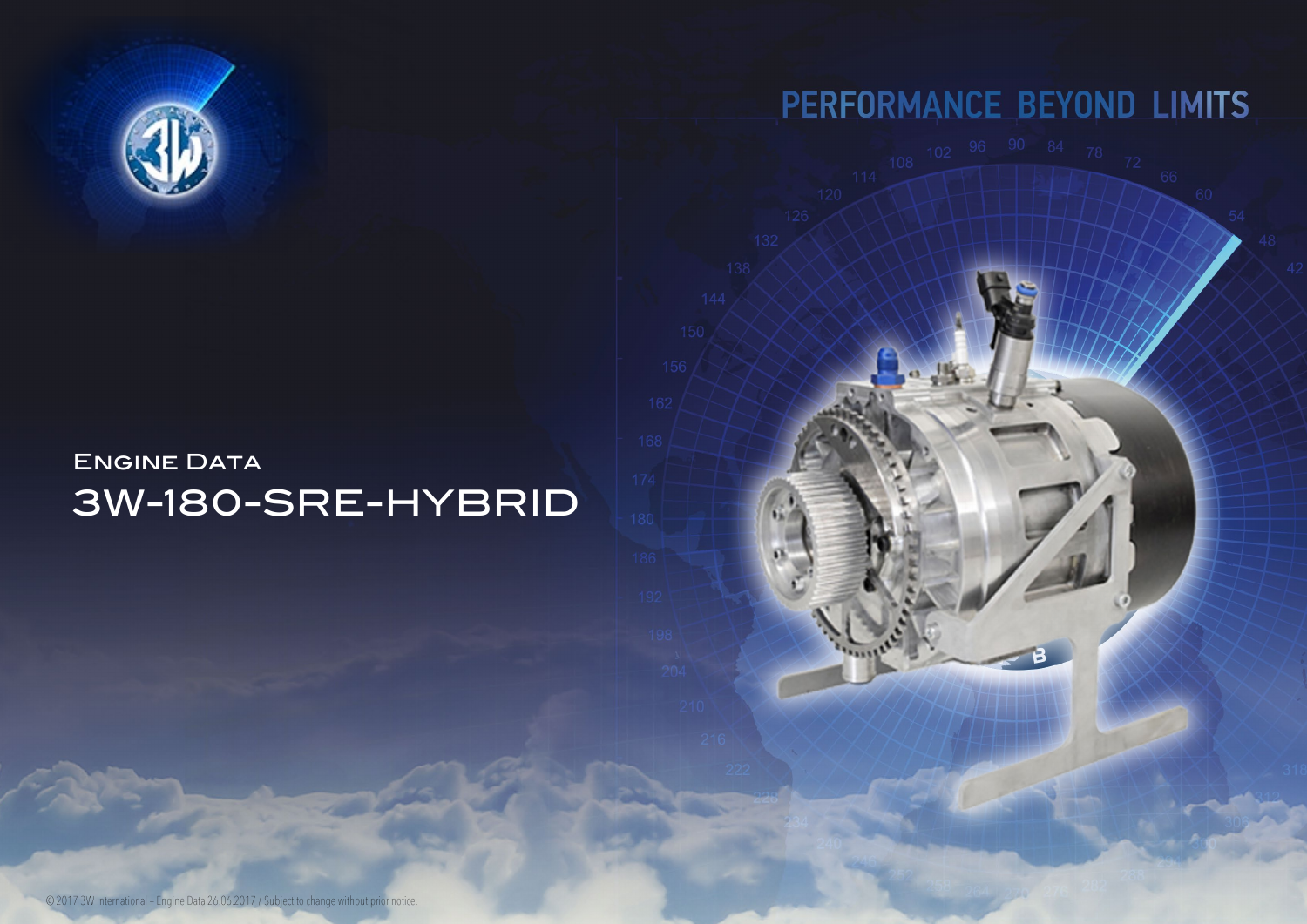PERFORMANCE BEYOND LIMITS

ENGINE DATA

# 3W-180-SRE-HYBRID

© 2017 3W International – Engine Data 26.06.2017 / Subject to change without prior notice.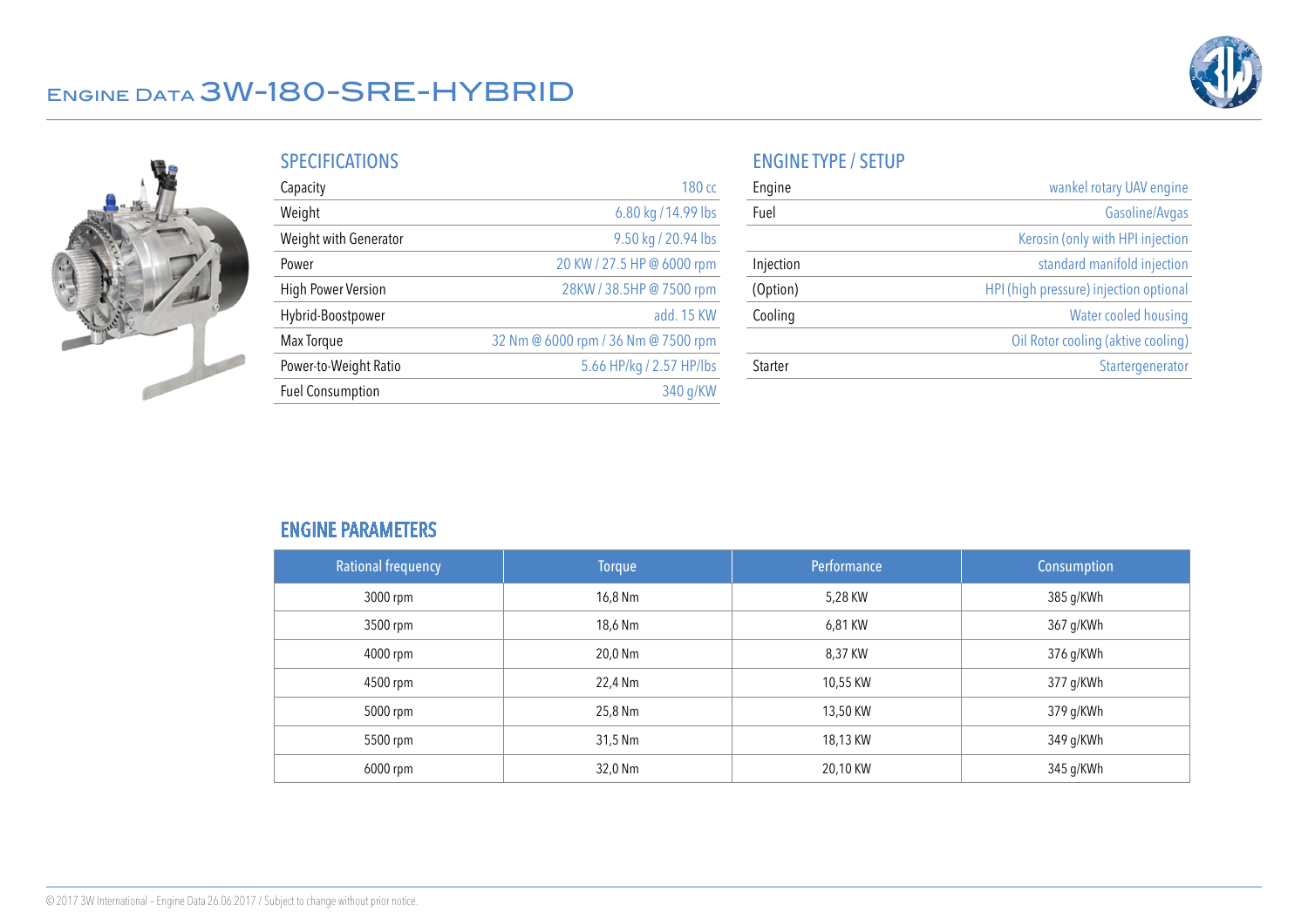# ENGINE DATA 3W-180-SRE-HYBRID

## SPECIFICATIONS

| | |
|---|---|
| Capacity | 180 cc |
| Weight | 6.80 kg / 14.99 lbs |
| Weight with Generator | 9.50 kg / 20.94 lbs |
| Power | 20 KW / 27.5 HP @ 6000 rpm |
| High Power Version | 28KW / 38.5HP @ 7500 rpm |
| Hybrid-Boostpower | add. 15 KW |
| Max Torque | 32 Nm @ 6000 rpm / 36 Nm @ 7500 rpm |
| Power-to-Weight Ratio | 5.66 HP/kg / 2.57 HP/lbs |
| Fuel Consumption | 340 g/KW |

## ENGINE TYPE / SETUP

| | |
|---|---|
| Engine | wankel rotary UAV engine |
| Fuel | Gasoline/Avgas |
| | Kerosin (only with HPI injection |
| Injection | standard manifold injection |
| (Option) | HPI (high pressure) injection optional |
| Cooling | Water cooled housing |
| | Oil Rotor cooling (aktive cooling) |
| Starter | Startergenerator |

## ENGINE PARAMETERS

| Rational frequency | Torque | Performance | Consumption |
|---|---|---|---|
| 3000 rpm | 16,8 Nm | 5,28 KW | 385 g/KWh |
| 3500 rpm | 18,6 Nm | 6,81 KW | 367 g/KWh |
| 4000 rpm | 20,0 Nm | 8,37 KW | 376 g/KWh |
| 4500 rpm | 22,4 Nm | 10,55 KW | 377 g/KWh |
| 5000 rpm | 25,8 Nm | 13,50 KW | 379 g/KWh |
| 5500 rpm | 31,5 Nm | 18,13 KW | 349 g/KWh |
| 6000 rpm | 32,0 Nm | 20,10 KW | 345 g/KWh |

© 2017 3W International – Engine Data 26.06.2017 / Subject to change without prior notice.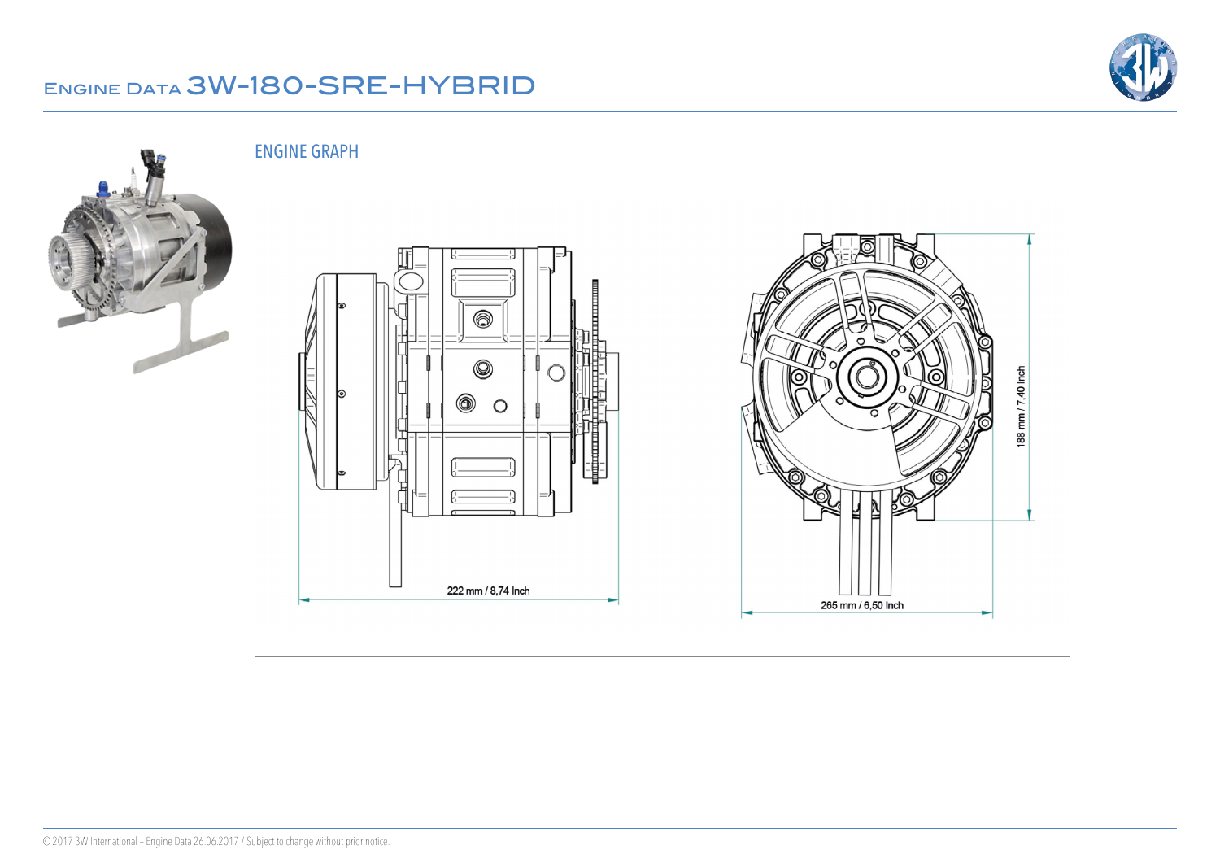# Engine Data 3W-180-SRE-HYBRID

## ENGINE GRAPH

222 mm / 8,74 Inch

265 mm / 6,50 Inch

188 mm / 7,40 Inch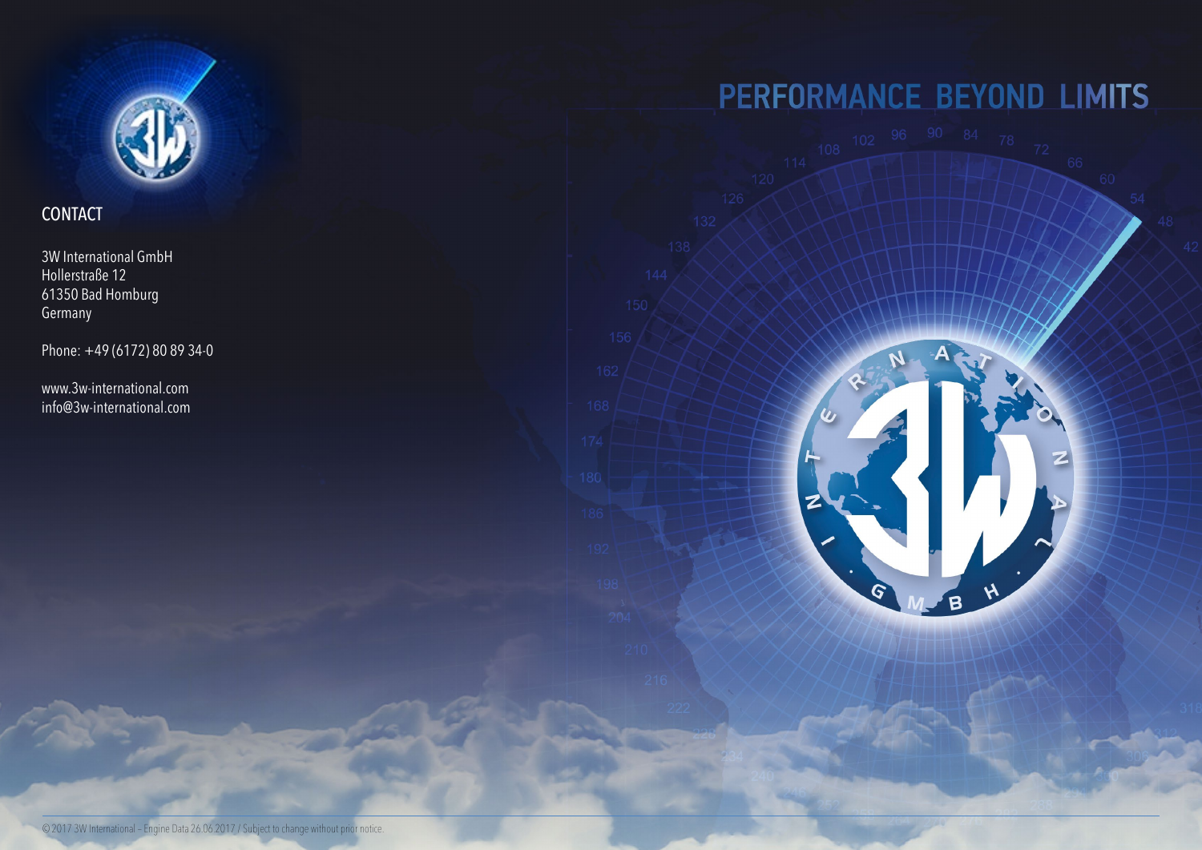# PERFORMANCE BEYOND LIMITS

## CONTACT

3W International GmbH
Hollerstraße 12
61350 Bad Homburg
Germany

Phone: +49 (6172) 80 89 34-0

www.3w-international.com
info@3w-international.com

© 2017 3W International - Engine Data 26.06.2017 / Subject to change without prior notice.